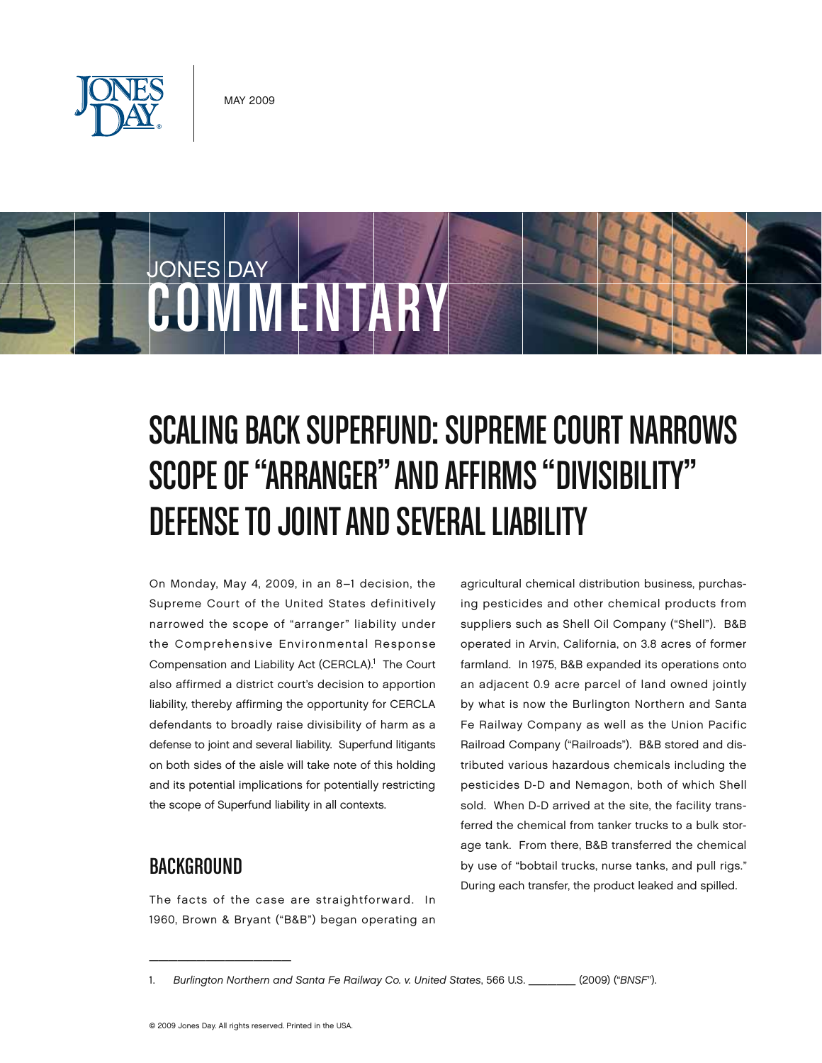MAY 2009

JONES DAY COMMENTARY

# SCALING BACK SUPERFUND: SUPREME COURT NARROWS SCOPE OF "ARRANGER" AND AFFIRMS "DIVISIBILITY" DEFENSE TO JOINT AND SEVERAL LIABILITY

On Monday, May 4, 2009, in an 8–1 decision, the Supreme Court of the United States definitively narrowed the scope of "arranger" liability under the Comprehensive Environmental Response Compensation and Liability Act (CERCLA).[1] The Court also affirmed a district court's decision to apportion liability, thereby affirming the opportunity for CERCLA defendants to broadly raise divisibility of harm as a defense to joint and several liability. Superfund litigants on both sides of the aisle will take note of this holding and its potential implications for potentially restricting the scope of Superfund liability in all contexts.

## BACKGROUND

The facts of the case are straightforward. In 1960, Brown & Bryant ("B&B") began operating an agricultural chemical distribution business, purchasing pesticides and other chemical products from suppliers such as Shell Oil Company ("Shell"). B&B operated in Arvin, California, on 3.8 acres of former farmland. In 1975, B&B expanded its operations onto an adjacent 0.9 acre parcel of land owned jointly by what is now the Burlington Northern and Santa Fe Railway Company as well as the Union Pacific Railroad Company ("Railroads"). B&B stored and distributed various hazardous chemicals including the pesticides D-D and Nemagon, both of which Shell sold. When D-D arrived at the site, the facility transferred the chemical from tanker trucks to a bulk storage tank. From there, B&B transferred the chemical by use of "bobtail trucks, nurse tanks, and pull rigs." During each transfer, the product leaked and spilled.

---

1. *Burlington Northern and Santa Fe Railway Co. v. United States*, 566 U.S. ________ (2009) ("*BNSF*").

© 2009 Jones Day. All rights reserved. Printed in the USA.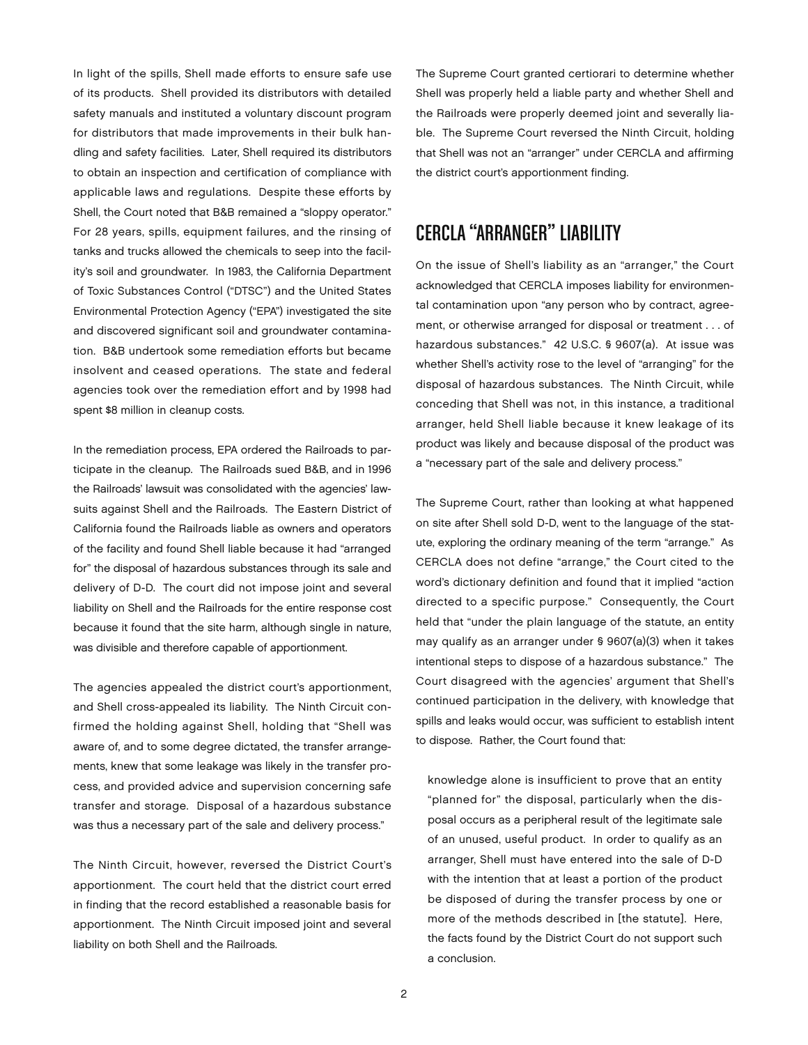In light of the spills, Shell made efforts to ensure safe use of its products. Shell provided its distributors with detailed safety manuals and instituted a voluntary discount program for distributors that made improvements in their bulk handling and safety facilities. Later, Shell required its distributors to obtain an inspection and certification of compliance with applicable laws and regulations. Despite these efforts by Shell, the Court noted that B&B remained a "sloppy operator." For 28 years, spills, equipment failures, and the rinsing of tanks and trucks allowed the chemicals to seep into the facility's soil and groundwater. In 1983, the California Department of Toxic Substances Control ("DTSC") and the United States Environmental Protection Agency ("EPA") investigated the site and discovered significant soil and groundwater contamination. B&B undertook some remediation efforts but became insolvent and ceased operations. The state and federal agencies took over the remediation effort and by 1998 had spent $8 million in cleanup costs.

In the remediation process, EPA ordered the Railroads to participate in the cleanup. The Railroads sued B&B, and in 1996 the Railroads' lawsuit was consolidated with the agencies' lawsuits against Shell and the Railroads. The Eastern District of California found the Railroads liable as owners and operators of the facility and found Shell liable because it had "arranged for" the disposal of hazardous substances through its sale and delivery of D-D. The court did not impose joint and several liability on Shell and the Railroads for the entire response cost because it found that the site harm, although single in nature, was divisible and therefore capable of apportionment.

The agencies appealed the district court's apportionment, and Shell cross-appealed its liability. The Ninth Circuit confirmed the holding against Shell, holding that "Shell was aware of, and to some degree dictated, the transfer arrangements, knew that some leakage was likely in the transfer process, and provided advice and supervision concerning safe transfer and storage. Disposal of a hazardous substance was thus a necessary part of the sale and delivery process."

The Ninth Circuit, however, reversed the District Court's apportionment. The court held that the district court erred in finding that the record established a reasonable basis for apportionment. The Ninth Circuit imposed joint and several liability on both Shell and the Railroads.

The Supreme Court granted certiorari to determine whether Shell was properly held a liable party and whether Shell and the Railroads were properly deemed joint and severally liable. The Supreme Court reversed the Ninth Circuit, holding that Shell was not an "arranger" under CERCLA and affirming the district court's apportionment finding.

## CERCLA "ARRANGER" LIABILITY

On the issue of Shell's liability as an "arranger," the Court acknowledged that CERCLA imposes liability for environmental contamination upon "any person who by contract, agreement, or otherwise arranged for disposal or treatment . . . of hazardous substances." 42 U.S.C. § 9607(a). At issue was whether Shell's activity rose to the level of "arranging" for the disposal of hazardous substances. The Ninth Circuit, while conceding that Shell was not, in this instance, a traditional arranger, held Shell liable because it knew leakage of its product was likely and because disposal of the product was a "necessary part of the sale and delivery process."

The Supreme Court, rather than looking at what happened on site after Shell sold D-D, went to the language of the statute, exploring the ordinary meaning of the term "arrange." As CERCLA does not define "arrange," the Court cited to the word's dictionary definition and found that it implied "action directed to a specific purpose." Consequently, the Court held that "under the plain language of the statute, an entity may qualify as an arranger under § 9607(a)(3) when it takes intentional steps to dispose of a hazardous substance." The Court disagreed with the agencies' argument that Shell's continued participation in the delivery, with knowledge that spills and leaks would occur, was sufficient to establish intent to dispose. Rather, the Court found that:

> knowledge alone is insufficient to prove that an entity "planned for" the disposal, particularly when the disposal occurs as a peripheral result of the legitimate sale of an unused, useful product. In order to qualify as an arranger, Shell must have entered into the sale of D-D with the intention that at least a portion of the product be disposed of during the transfer process by one or more of the methods described in [the statute]. Here, the facts found by the District Court do not support such a conclusion.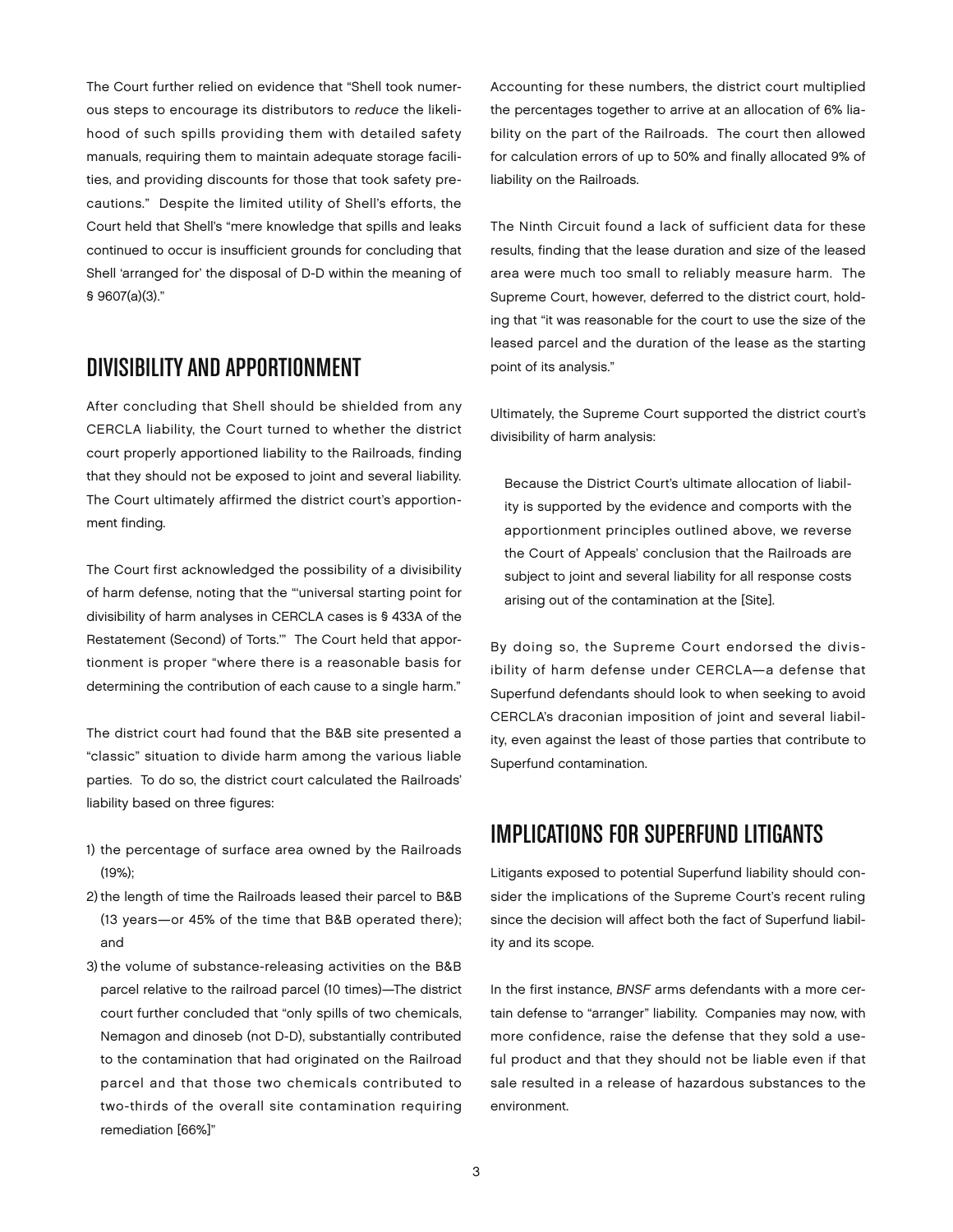The Court further relied on evidence that "Shell took numerous steps to encourage its distributors to *reduce* the likelihood of such spills providing them with detailed safety manuals, requiring them to maintain adequate storage facilities, and providing discounts for those that took safety precautions." Despite the limited utility of Shell's efforts, the Court held that Shell's "mere knowledge that spills and leaks continued to occur is insufficient grounds for concluding that Shell 'arranged for' the disposal of D-D within the meaning of § 9607(a)(3)."

## DIVISIBILITY AND APPORTIONMENT

After concluding that Shell should be shielded from any CERCLA liability, the Court turned to whether the district court properly apportioned liability to the Railroads, finding that they should not be exposed to joint and several liability. The Court ultimately affirmed the district court's apportionment finding.

The Court first acknowledged the possibility of a divisibility of harm defense, noting that the "'universal starting point for divisibility of harm analyses in CERCLA cases is § 433A of the Restatement (Second) of Torts.'" The Court held that apportionment is proper "where there is a reasonable basis for determining the contribution of each cause to a single harm."

The district court had found that the B&B site presented a "classic" situation to divide harm among the various liable parties. To do so, the district court calculated the Railroads' liability based on three figures:

1) the percentage of surface area owned by the Railroads (19%);
2) the length of time the Railroads leased their parcel to B&B (13 years—or 45% of the time that B&B operated there); and
3) the volume of substance-releasing activities on the B&B parcel relative to the railroad parcel (10 times)—The district court further concluded that "only spills of two chemicals, Nemagon and dinoseb (not D-D), substantially contributed to the contamination that had originated on the Railroad parcel and that those two chemicals contributed to two-thirds of the overall site contamination requiring remediation [66%]"

Accounting for these numbers, the district court multiplied the percentages together to arrive at an allocation of 6% liability on the part of the Railroads. The court then allowed for calculation errors of up to 50% and finally allocated 9% of liability on the Railroads.

The Ninth Circuit found a lack of sufficient data for these results, finding that the lease duration and size of the leased area were much too small to reliably measure harm. The Supreme Court, however, deferred to the district court, holding that "it was reasonable for the court to use the size of the leased parcel and the duration of the lease as the starting point of its analysis."

Ultimately, the Supreme Court supported the district court's divisibility of harm analysis:

> Because the District Court's ultimate allocation of liability is supported by the evidence and comports with the apportionment principles outlined above, we reverse the Court of Appeals' conclusion that the Railroads are subject to joint and several liability for all response costs arising out of the contamination at the [Site].

By doing so, the Supreme Court endorsed the divisibility of harm defense under CERCLA—a defense that Superfund defendants should look to when seeking to avoid CERCLA's draconian imposition of joint and several liability, even against the least of those parties that contribute to Superfund contamination.

## IMPLICATIONS FOR SUPERFUND LITIGANTS

Litigants exposed to potential Superfund liability should consider the implications of the Supreme Court's recent ruling since the decision will affect both the fact of Superfund liability and its scope.

In the first instance, *BNSF* arms defendants with a more certain defense to "arranger" liability. Companies may now, with more confidence, raise the defense that they sold a useful product and that they should not be liable even if that sale resulted in a release of hazardous substances to the environment.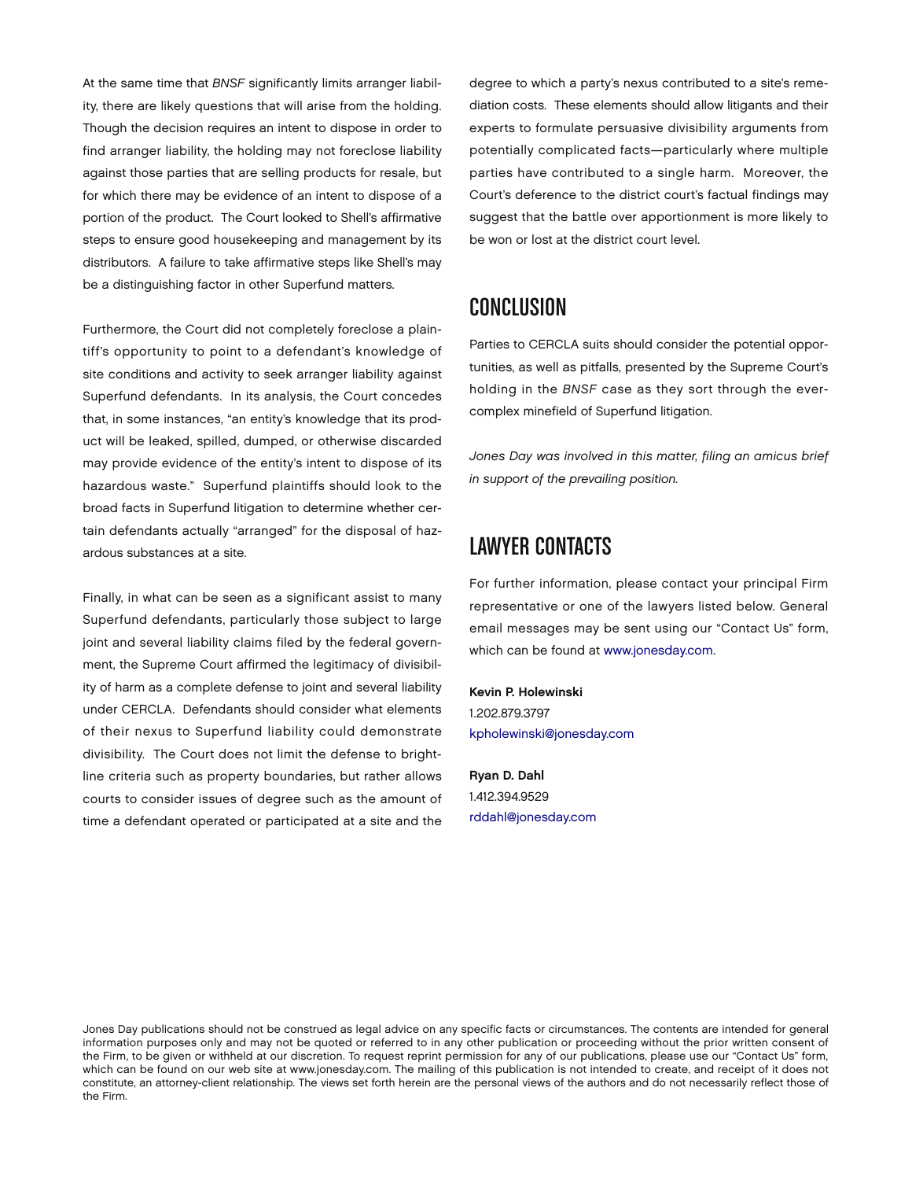At the same time that *BNSF* significantly limits arranger liability, there are likely questions that will arise from the holding. Though the decision requires an intent to dispose in order to find arranger liability, the holding may not foreclose liability against those parties that are selling products for resale, but for which there may be evidence of an intent to dispose of a portion of the product. The Court looked to Shell's affirmative steps to ensure good housekeeping and management by its distributors. A failure to take affirmative steps like Shell's may be a distinguishing factor in other Superfund matters.

Furthermore, the Court did not completely foreclose a plaintiff's opportunity to point to a defendant's knowledge of site conditions and activity to seek arranger liability against Superfund defendants. In its analysis, the Court concedes that, in some instances, "an entity's knowledge that its product will be leaked, spilled, dumped, or otherwise discarded may provide evidence of the entity's intent to dispose of its hazardous waste." Superfund plaintiffs should look to the broad facts in Superfund litigation to determine whether certain defendants actually "arranged" for the disposal of hazardous substances at a site.

Finally, in what can be seen as a significant assist to many Superfund defendants, particularly those subject to large joint and several liability claims filed by the federal government, the Supreme Court affirmed the legitimacy of divisibility of harm as a complete defense to joint and several liability under CERCLA. Defendants should consider what elements of their nexus to Superfund liability could demonstrate divisibility. The Court does not limit the defense to bright-line criteria such as property boundaries, but rather allows courts to consider issues of degree such as the amount of time a defendant operated or participated at a site and the degree to which a party's nexus contributed to a site's remediation costs. These elements should allow litigants and their experts to formulate persuasive divisibility arguments from potentially complicated facts—particularly where multiple parties have contributed to a single harm. Moreover, the Court's deference to the district court's factual findings may suggest that the battle over apportionment is more likely to be won or lost at the district court level.

## CONCLUSION

Parties to CERCLA suits should consider the potential opportunities, as well as pitfalls, presented by the Supreme Court's holding in the *BNSF* case as they sort through the ever-complex minefield of Superfund litigation.

*Jones Day was involved in this matter, filing an amicus brief in support of the prevailing position.*

## LAWYER CONTACTS

For further information, please contact your principal Firm representative or one of the lawyers listed below. General email messages may be sent using our "Contact Us" form, which can be found at www.jonesday.com.

**Kevin P. Holewinski**
1.202.879.3797
kpholewinski@jonesday.com

**Ryan D. Dahl**
1.412.394.9529
rddahl@jonesday.com

Jones Day publications should not be construed as legal advice on any specific facts or circumstances. The contents are intended for general information purposes only and may not be quoted or referred to in any other publication or proceeding without the prior written consent of the Firm, to be given or withheld at our discretion. To request reprint permission for any of our publications, please use our "Contact Us" form, which can be found on our web site at www.jonesday.com. The mailing of this publication is not intended to create, and receipt of it does not constitute, an attorney-client relationship. The views set forth herein are the personal views of the authors and do not necessarily reflect those of the Firm.